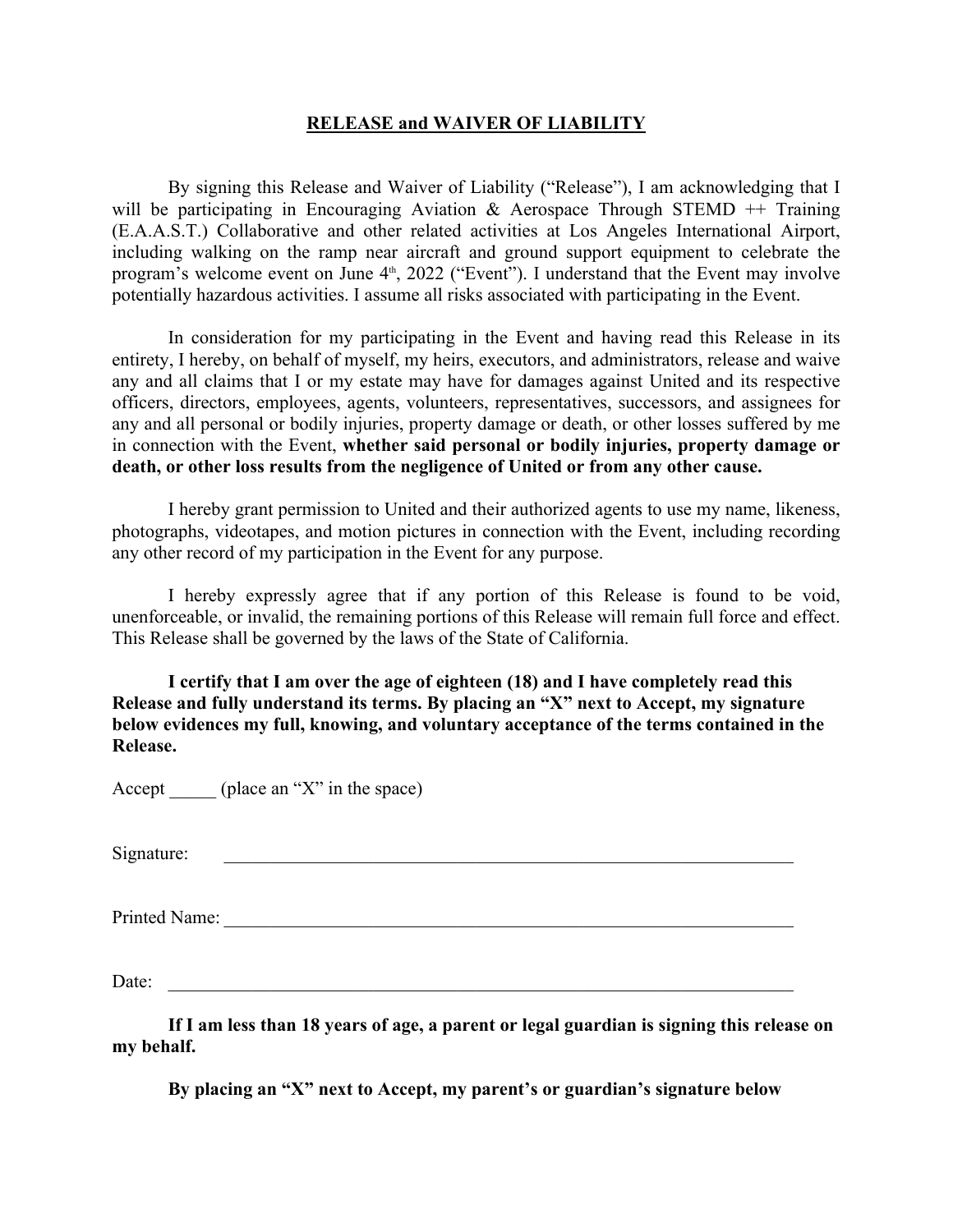**RELEASE and WAIVER OF LIABILITY**

By signing this Release and Waiver of Liability ("Release"), I am acknowledging that I will be participating in Encouraging Aviation & Aerospace Through STEMD ++ Training (E.A.A.S.T.) Collaborative and other related activities at Los Angeles International Airport, including walking on the ramp near aircraft and ground support equipment to celebrate the program's welcome event on June 4th, 2022 ("Event"). I understand that the Event may involve potentially hazardous activities. I assume all risks associated with participating in the Event.

In consideration for my participating in the Event and having read this Release in its entirety, I hereby, on behalf of myself, my heirs, executors, and administrators, release and waive any and all claims that I or my estate may have for damages against United and its respective officers, directors, employees, agents, volunteers, representatives, successors, and assignees for any and all personal or bodily injuries, property damage or death, or other losses suffered by me in connection with the Event, **whether said personal or bodily injuries, property damage or death, or other loss results from the negligence of United or from any other cause.**

I hereby grant permission to United and their authorized agents to use my name, likeness, photographs, videotapes, and motion pictures in connection with the Event, including recording any other record of my participation in the Event for any purpose.

I hereby expressly agree that if any portion of this Release is found to be void, unenforceable, or invalid, the remaining portions of this Release will remain full force and effect. This Release shall be governed by the laws of the State of California.

**I certify that I am over the age of eighteen (18) and I have completely read this Release and fully understand its terms. By placing an "X" next to Accept, my signature below evidences my full, knowing, and voluntary acceptance of the terms contained in the Release.**

Accept _____ (place an "X" in the space)

Signature: ________________________________________________

Printed Name: ________________________________________________

Date: ________________________________________________

**If I am less than 18 years of age, a parent or legal guardian is signing this release on my behalf.**

**By placing an "X" next to Accept, my parent's or guardian's signature below**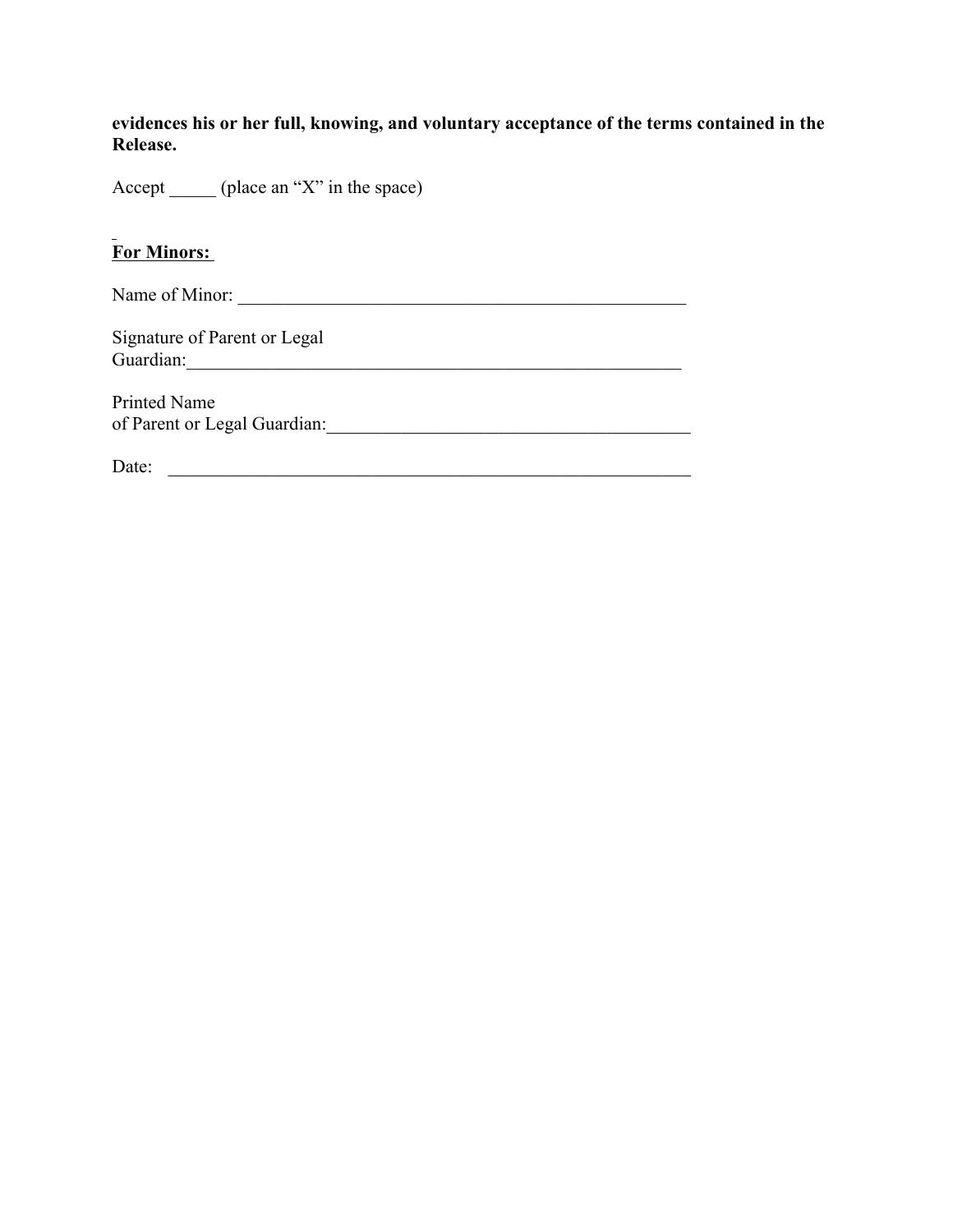**evidences his or her full, knowing, and voluntary acceptance of the terms contained in the Release.**

Accept _____ (place an "X" in the space)

**For Minors:**

Name of Minor: ___________________________________________________

Signature of Parent or Legal Guardian:_______________________________________________________

Printed Name of Parent or Legal Guardian:_______________________________________

Date: ____________________________________________________________